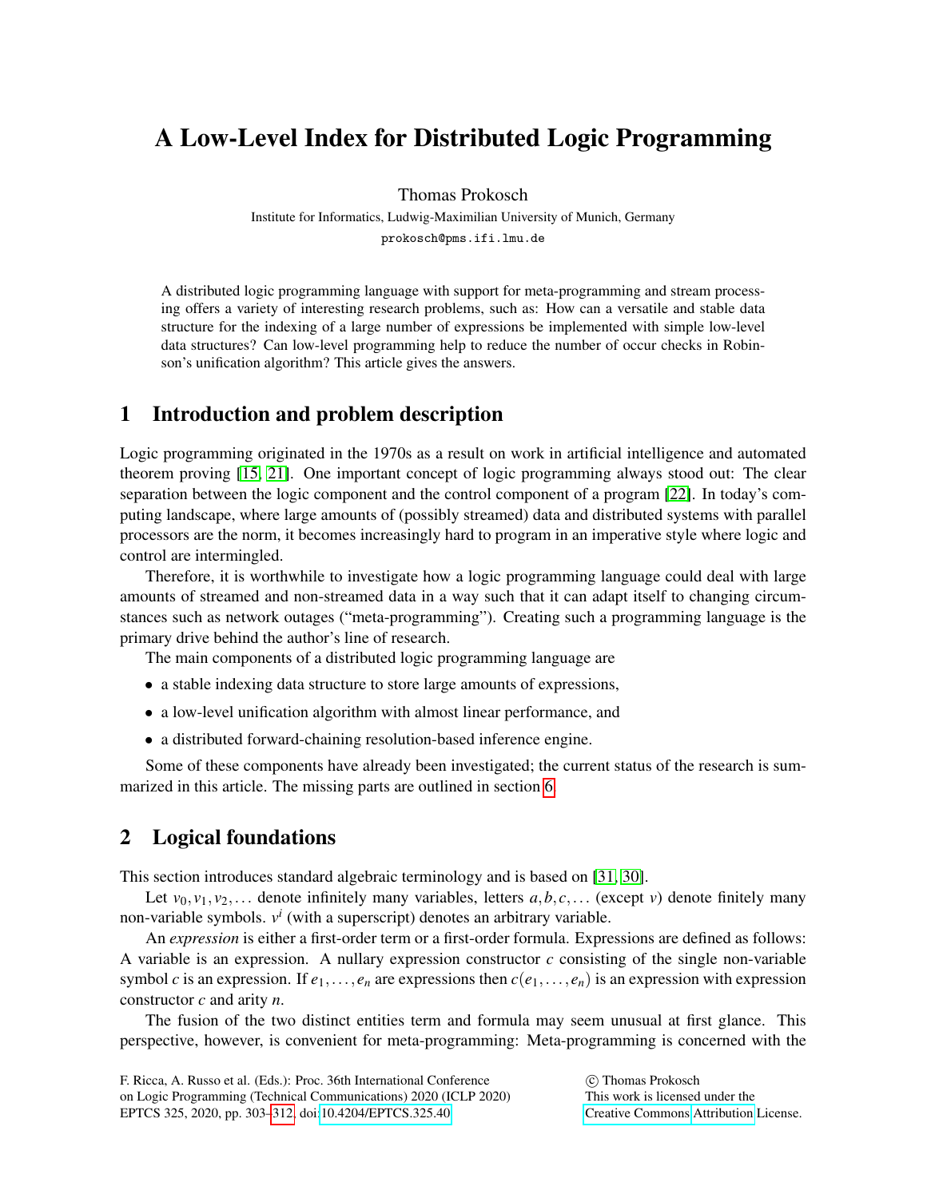# A Low-Level Index for Distributed Logic Programming

Thomas Prokosch

Institute for Informatics, Ludwig-Maximilian University of Munich, Germany

prokosch@pms.ifi.lmu.de

A distributed logic programming language with support for meta-programming and stream processing offers a variety of interesting research problems, such as: How can a versatile and stable data structure for the indexing of a large number of expressions be implemented with simple low-level data structures? Can low-level programming help to reduce the number of occur checks in Robinson's unification algorithm? This article gives the answers.

## 1 Introduction and problem description

Logic programming originated in the 1970s as a result on work in artificial intelligence and automated theorem proving [15, 21]. One important concept of logic programming always stood out: The clear separation between the logic component and the control component of a program [22]. In today's computing landscape, where large amounts of (possibly streamed) data and distributed systems with parallel processors are the norm, it becomes increasingly hard to program in an imperative style where logic and control are intermingled.

Therefore, it is worthwhile to investigate how a logic programming language could deal with large amounts of streamed and non-streamed data in a way such that it can adapt itself to changing circumstances such as network outages ("meta-programming"). Creating such a programming language is the primary drive behind the author's line of research.

The main components of a distributed logic programming language are

- a stable indexing data structure to store large amounts of expressions,
- a low-level unification algorithm with almost linear performance, and
- a distributed forward-chaining resolution-based inference engine.

Some of these components have already been investigated; the current status of the research is summarized in this article. The missing parts are outlined in section 6.

## 2 Logical foundations

This section introduces standard algebraic terminology and is based on [31, 30].

Let $v_0, v_1, v_2, \ldots$ denote infinitely many variables, letters $a, b, c, \ldots$ (except $v$) denote finitely many non-variable symbols. $v^i$ (with a superscript) denotes an arbitrary variable.

An *expression* is either a first-order term or a first-order formula. Expressions are defined as follows: A variable is an expression. A nullary expression constructor $c$ consisting of the single non-variable symbol $c$ is an expression. If $e_1, \ldots, e_n$ are expressions then $c(e_1, \ldots, e_n)$ is an expression with expression constructor $c$ and arity $n$.

The fusion of the two distinct entities term and formula may seem unusual at first glance. This perspective, however, is convenient for meta-programming: Meta-programming is concerned with the

F. Ricca, A. Russo et al. (Eds.): Proc. 36th International Conference on Logic Programming (Technical Communications) 2020 (ICLP 2020) EPTCS 325, 2020, pp. 303–312, doi:10.4204/EPTCS.325.40

© Thomas Prokosch
This work is licensed under the Creative Commons Attribution License.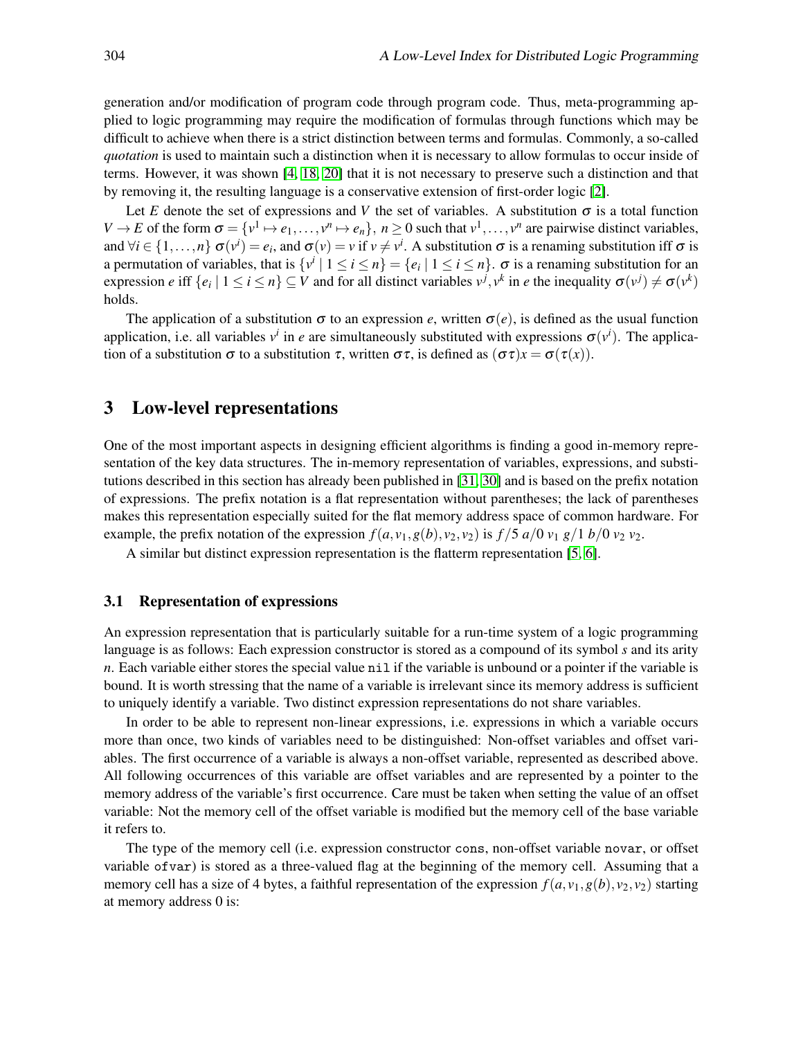generation and/or modification of program code through program code. Thus, meta-programming applied to logic programming may require the modification of formulas through functions which may be difficult to achieve when there is a strict distinction between terms and formulas. Commonly, a so-called *quotation* is used to maintain such a distinction when it is necessary to allow formulas to occur inside of terms. However, it was shown [4, 18, 20] that it is not necessary to preserve such a distinction and that by removing it, the resulting language is a conservative extension of first-order logic [2].

Let $E$ denote the set of expressions and $V$ the set of variables. A substitution $\sigma$ is a total function $V \to E$ of the form $\sigma = \{v^1 \mapsto e_1, \dots, v^n \mapsto e_n\}$, $n \geq 0$ such that $v^1, \dots, v^n$ are pairwise distinct variables, and $\forall i \in \{1, \dots, n\}$ $\sigma(v^i) = e_i$, and $\sigma(v) = v$ if $v \neq v^i$. A substitution $\sigma$ is a renaming substitution iff $\sigma$ is a permutation of variables, that is $\{v^i \mid 1 \leq i \leq n\} = \{e_i \mid 1 \leq i \leq n\}$. $\sigma$ is a renaming substitution for an expression $e$ iff $\{e_i \mid 1 \leq i \leq n\} \subseteq V$ and for all distinct variables $v^j, v^k$ in $e$ the inequality $\sigma(v^j) \neq \sigma(v^k)$ holds.

The application of a substitution $\sigma$ to an expression $e$, written $\sigma(e)$, is defined as the usual function application, i.e. all variables $v^i$ in $e$ are simultaneously substituted with expressions $\sigma(v^i)$. The application of a substitution $\sigma$ to a substitution $\tau$, written $\sigma\tau$, is defined as $(\sigma\tau)x = \sigma(\tau(x))$.

## 3 Low-level representations

One of the most important aspects in designing efficient algorithms is finding a good in-memory representation of the key data structures. The in-memory representation of variables, expressions, and substitutions described in this section has already been published in [31, 30] and is based on the prefix notation of expressions. The prefix notation is a flat representation without parentheses; the lack of parentheses makes this representation especially suited for the flat memory address space of common hardware. For example, the prefix notation of the expression $f(a, v_1, g(b), v_2, v_2)$ is $f/5\ a/0\ v_1\ g/1\ b/0\ v_2\ v_2$.

A similar but distinct expression representation is the flatterm representation [5, 6].

### 3.1 Representation of expressions

An expression representation that is particularly suitable for a run-time system of a logic programming language is as follows: Each expression constructor is stored as a compound of its symbol $s$ and its arity $n$. Each variable either stores the special value `nil` if the variable is unbound or a pointer if the variable is bound. It is worth stressing that the name of a variable is irrelevant since its memory address is sufficient to uniquely identify a variable. Two distinct expression representations do not share variables.

In order to be able to represent non-linear expressions, i.e. expressions in which a variable occurs more than once, two kinds of variables need to be distinguished: Non-offset variables and offset variables. The first occurrence of a variable is always a non-offset variable, represented as described above. All following occurrences of this variable are offset variables and are represented by a pointer to the memory address of the variable's first occurrence. Care must be taken when setting the value of an offset variable: Not the memory cell of the offset variable is modified but the memory cell of the base variable it refers to.

The type of the memory cell (i.e. expression constructor `cons`, non-offset variable `novar`, or offset variable `ofvar`) is stored as a three-valued flag at the beginning of the memory cell. Assuming that a memory cell has a size of 4 bytes, a faithful representation of the expression $f(a, v_1, g(b), v_2, v_2)$ starting at memory address 0 is: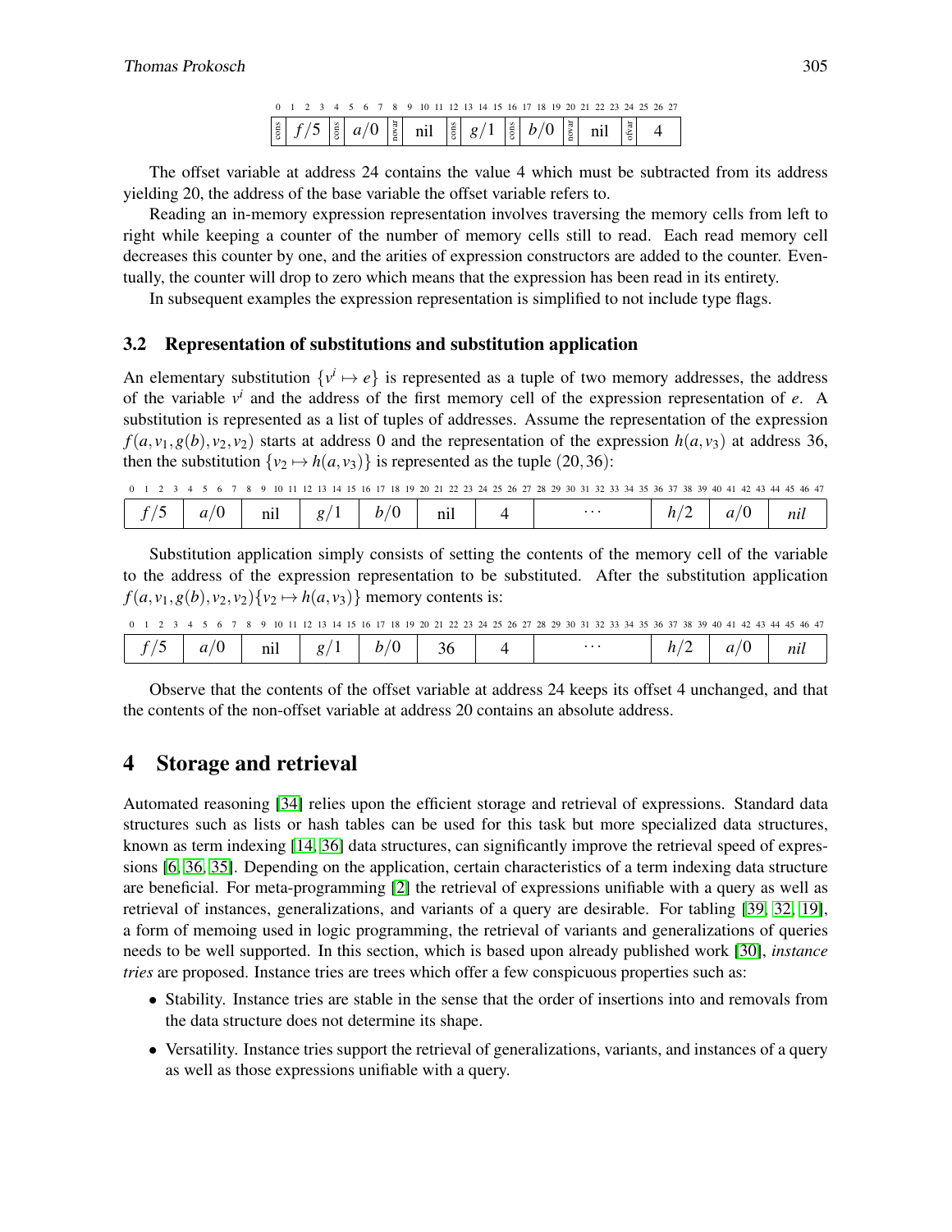| 0 1 2 3 | 4 5 6 7 | 8 9 10 11 | 12 13 14 15 | 16 17 18 19 | 20 21 22 23 | 24 25 26 27 |
|---|---|---|---|---|---|---|
| cons $f/5$ | cons $a/0$ | novar nil | cons $g/1$ | cons $b/0$ | novar nil | ofvar 4 |

The offset variable at address 24 contains the value 4 which must be subtracted from its address yielding 20, the address of the base variable the offset variable refers to.

Reading an in-memory expression representation involves traversing the memory cells from left to right while keeping a counter of the number of memory cells still to read. Each read memory cell decreases this counter by one, and the arities of expression constructors are added to the counter. Eventually, the counter will drop to zero which means that the expression has been read in its entirety.

In subsequent examples the expression representation is simplified to not include type flags.

### 3.2 Representation of substitutions and substitution application

An elementary substitution $\{v^i \mapsto e\}$ is represented as a tuple of two memory addresses, the address of the variable $v^i$ and the address of the first memory cell of the expression representation of $e$. A substitution is represented as a list of tuples of addresses. Assume the representation of the expression $f(a, v_1, g(b), v_2, v_2)$ starts at address 0 and the representation of the expression $h(a, v_3)$ at address 36, then the substitution $\{v_2 \mapsto h(a, v_3)\}$ is represented as the tuple $(20, 36)$:

| 0 1 2 3 | 4 5 6 7 | 8 9 10 11 | 12 13 14 15 | 16 17 18 19 | 20 21 22 23 | 24 25 26 27 | 28 ... 35 | 36 37 38 39 | 40 41 42 43 | 44 45 46 47 |
|---|---|---|---|---|---|---|---|---|---|---|
| $f/5$ | $a/0$ | nil | $g/1$ | $b/0$ | nil | 4 | $\cdots$ | $h/2$ | $a/0$ | *nil* |

Substitution application simply consists of setting the contents of the memory cell of the variable to the address of the expression representation to be substituted. After the substitution application $f(a, v_1, g(b), v_2, v_2)\{v_2 \mapsto h(a, v_3)\}$ memory contents is:

| 0 1 2 3 | 4 5 6 7 | 8 9 10 11 | 12 13 14 15 | 16 17 18 19 | 20 21 22 23 | 24 25 26 27 | 28 ... 35 | 36 37 38 39 | 40 41 42 43 | 44 45 46 47 |
|---|---|---|---|---|---|---|---|---|---|---|
| $f/5$ | $a/0$ | nil | $g/1$ | $b/0$ | 36 | 4 | $\cdots$ | $h/2$ | $a/0$ | *nil* |

Observe that the contents of the offset variable at address 24 keeps its offset 4 unchanged, and that the contents of the non-offset variable at address 20 contains an absolute address.

## 4 Storage and retrieval

Automated reasoning [34] relies upon the efficient storage and retrieval of expressions. Standard data structures such as lists or hash tables can be used for this task but more specialized data structures, known as term indexing [14, 36] data structures, can significantly improve the retrieval speed of expressions [6, 36, 35]. Depending on the application, certain characteristics of a term indexing data structure are beneficial. For meta-programming [2] the retrieval of expressions unifiable with a query as well as retrieval of instances, generalizations, and variants of a query are desirable. For tabling [39, 32, 19], a form of memoing used in logic programming, the retrieval of variants and generalizations of queries needs to be well supported. In this section, which is based upon already published work [30], *instance tries* are proposed. Instance tries are trees which offer a few conspicuous properties such as:

- Stability. Instance tries are stable in the sense that the order of insertions into and removals from the data structure does not determine its shape.
- Versatility. Instance tries support the retrieval of generalizations, variants, and instances of a query as well as those expressions unifiable with a query.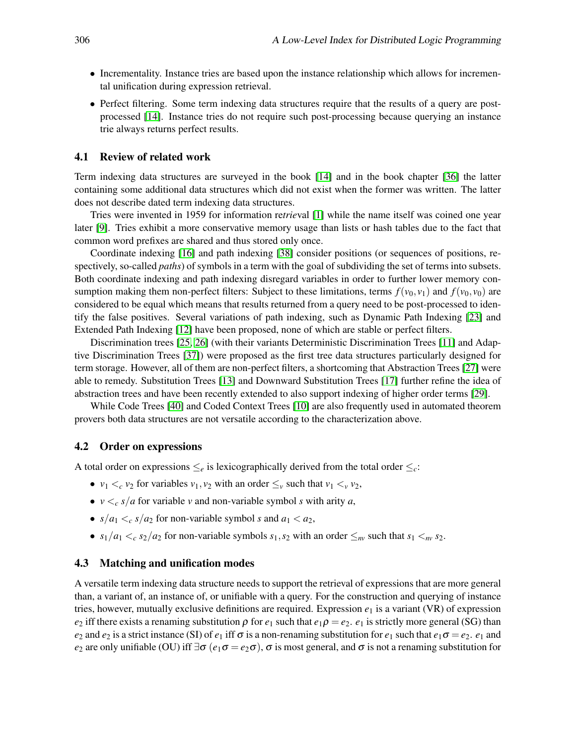- Incrementality. Instance tries are based upon the instance relationship which allows for incremental unification during expression retrieval.
- Perfect filtering. Some term indexing data structures require that the results of a query are post-processed [14]. Instance tries do not require such post-processing because querying an instance trie always returns perfect results.

### 4.1 Review of related work

Term indexing data structures are surveyed in the book [14] and in the book chapter [36] the latter containing some additional data structures which did not exist when the former was written. The latter does not describe dated term indexing data structures.

Tries were invented in 1959 for information re*trie*val [1] while the name itself was coined one year later [9]. Tries exhibit a more conservative memory usage than lists or hash tables due to the fact that common word prefixes are shared and thus stored only once.

Coordinate indexing [16] and path indexing [38] consider positions (or sequences of positions, respectively, so-called *paths*) of symbols in a term with the goal of subdividing the set of terms into subsets. Both coordinate indexing and path indexing disregard variables in order to further lower memory consumption making them non-perfect filters: Subject to these limitations, terms $f(v_0, v_1)$ and $f(v_0, v_0)$ are considered to be equal which means that results returned from a query need to be post-processed to identify the false positives. Several variations of path indexing, such as Dynamic Path Indexing [23] and Extended Path Indexing [12] have been proposed, none of which are stable or perfect filters.

Discrimination trees [25, 26] (with their variants Deterministic Discrimination Trees [11] and Adaptive Discrimination Trees [37]) were proposed as the first tree data structures particularly designed for term storage. However, all of them are non-perfect filters, a shortcoming that Abstraction Trees [27] were able to remedy. Substitution Trees [13] and Downward Substitution Trees [17] further refine the idea of abstraction trees and have been recently extended to also support indexing of higher order terms [29].

While Code Trees [40] and Coded Context Trees [10] are also frequently used in automated theorem provers both data structures are not versatile according to the characterization above.

### 4.2 Order on expressions

A total order on expressions $\leq_e$ is lexicographically derived from the total order $\leq_c$:

- $v_1 <_c v_2$ for variables $v_1, v_2$ with an order $\leq_v$ such that $v_1 <_v v_2$,
- $v <_c s/a$ for variable $v$ and non-variable symbol $s$ with arity $a$,
- $s/a_1 <_c s/a_2$ for non-variable symbol $s$ and $a_1 < a_2$,
- $s_1/a_1 <_c s_2/a_2$ for non-variable symbols $s_1, s_2$ with an order $\leq_{nv}$ such that $s_1 <_{nv} s_2$.

### 4.3 Matching and unification modes

A versatile term indexing data structure needs to support the retrieval of expressions that are more general than, a variant of, an instance of, or unifiable with a query. For the construction and querying of instance tries, however, mutually exclusive definitions are required. Expression $e_1$ is a variant (VR) of expression $e_2$ iff there exists a renaming substitution $\rho$ for $e_1$ such that $e_1\rho = e_2$. $e_1$ is strictly more general (SG) than $e_2$ and $e_2$ is a strict instance (SI) of $e_1$ iff $\sigma$ is a non-renaming substitution for $e_1$ such that $e_1\sigma = e_2$. $e_1$ and $e_2$ are only unifiable (OU) iff $\exists\sigma\ (e_1\sigma = e_2\sigma)$, $\sigma$ is most general, and $\sigma$ is not a renaming substitution for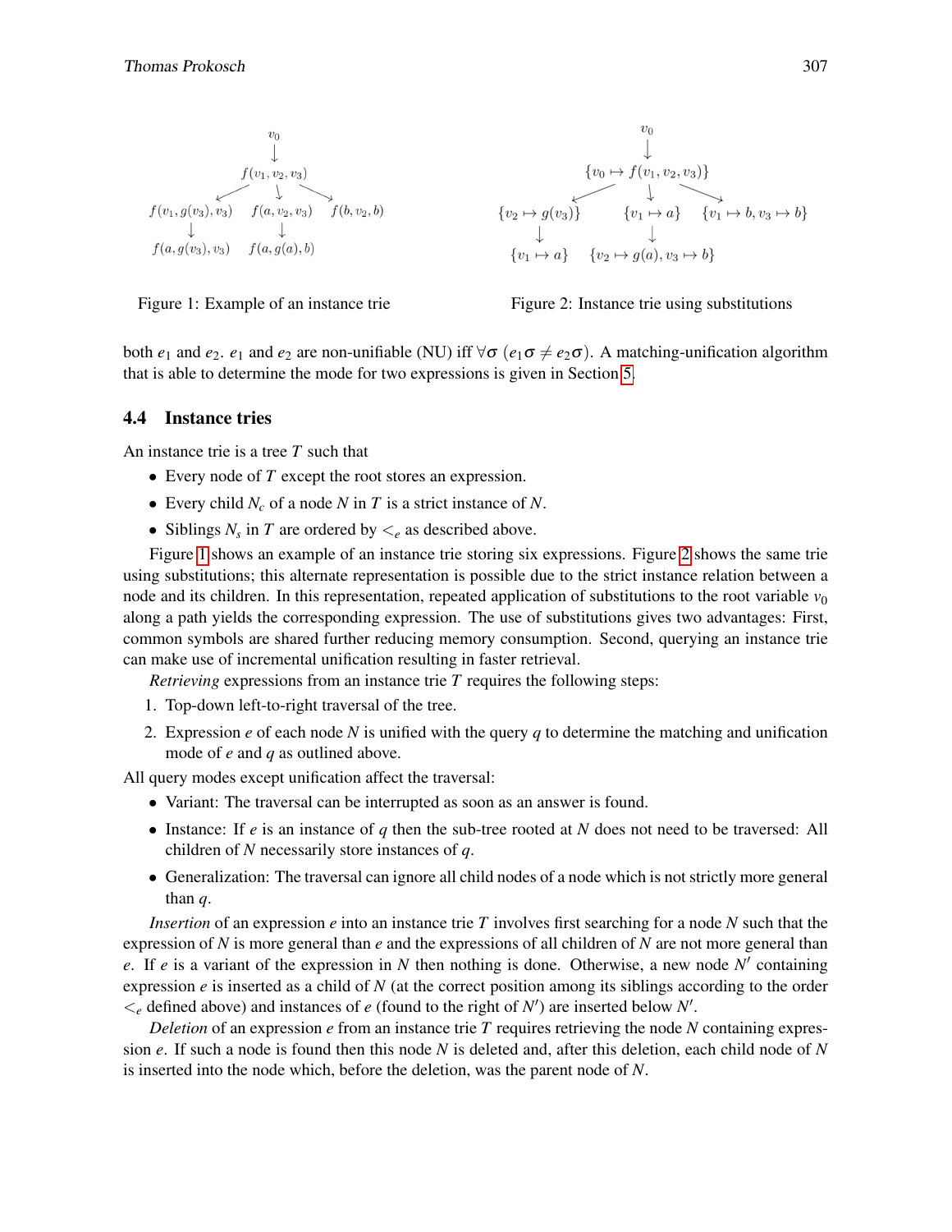Figure 1: Example of an instance trie

Figure 2: Instance trie using substitutions

both $e_1$ and $e_2$. $e_1$ and $e_2$ are non-unifiable (NU) iff $\forall\sigma\ (e_1\sigma \neq e_2\sigma)$. A matching-unification algorithm that is able to determine the mode for two expressions is given in Section 5.

### 4.4 Instance tries

An instance trie is a tree $T$ such that

- Every node of $T$ except the root stores an expression.
- Every child $N_c$ of a node $N$ in $T$ is a strict instance of $N$.
- Siblings $N_s$ in $T$ are ordered by $<_e$ as described above.

Figure 1 shows an example of an instance trie storing six expressions. Figure 2 shows the same trie using substitutions; this alternate representation is possible due to the strict instance relation between a node and its children. In this representation, repeated application of substitutions to the root variable $v_0$ along a path yields the corresponding expression. The use of substitutions gives two advantages: First, common symbols are shared further reducing memory consumption. Second, querying an instance trie can make use of incremental unification resulting in faster retrieval.

*Retrieving* expressions from an instance trie $T$ requires the following steps:

1. Top-down left-to-right traversal of the tree.
2. Expression $e$ of each node $N$ is unified with the query $q$ to determine the matching and unification mode of $e$ and $q$ as outlined above.

All query modes except unification affect the traversal:

- Variant: The traversal can be interrupted as soon as an answer is found.
- Instance: If $e$ is an instance of $q$ then the sub-tree rooted at $N$ does not need to be traversed: All children of $N$ necessarily store instances of $q$.
- Generalization: The traversal can ignore all child nodes of a node which is not strictly more general than $q$.

*Insertion* of an expression $e$ into an instance trie $T$ involves first searching for a node $N$ such that the expression of $N$ is more general than $e$ and the expressions of all children of $N$ are not more general than $e$. If $e$ is a variant of the expression in $N$ then nothing is done. Otherwise, a new node $N'$ containing expression $e$ is inserted as a child of $N$ (at the correct position among its siblings according to the order $<_e$ defined above) and instances of $e$ (found to the right of $N'$) are inserted below $N'$.

*Deletion* of an expression $e$ from an instance trie $T$ requires retrieving the node $N$ containing expression $e$. If such a node is found then this node $N$ is deleted and, after this deletion, each child node of $N$ is inserted into the node which, before the deletion, was the parent node of $N$.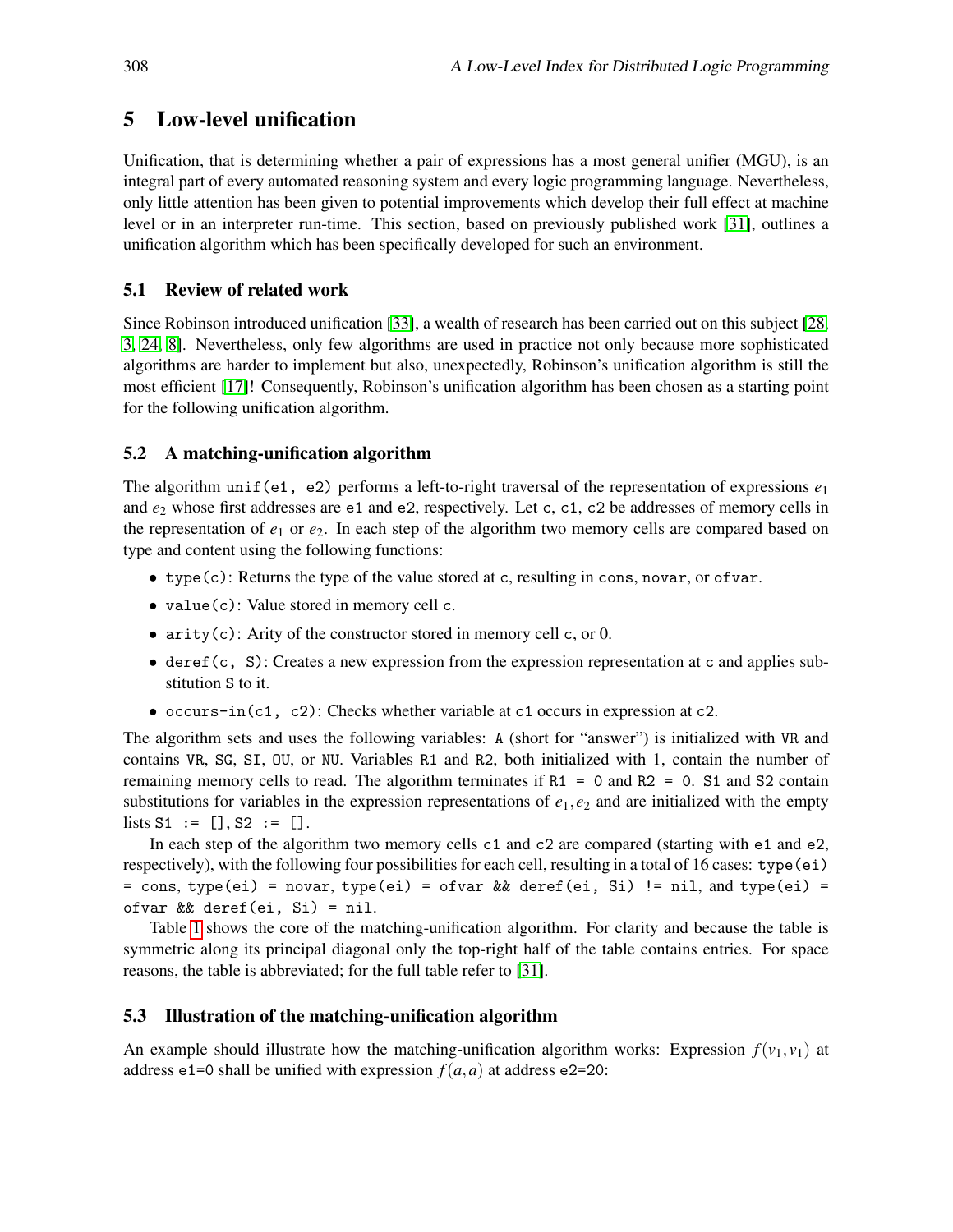## 5 Low-level unification

Unification, that is determining whether a pair of expressions has a most general unifier (MGU), is an integral part of every automated reasoning system and every logic programming language. Nevertheless, only little attention has been given to potential improvements which develop their full effect at machine level or in an interpreter run-time. This section, based on previously published work [31], outlines a unification algorithm which has been specifically developed for such an environment.

### 5.1 Review of related work

Since Robinson introduced unification [33], a wealth of research has been carried out on this subject [28, 3, 24, 8]. Nevertheless, only few algorithms are used in practice not only because more sophisticated algorithms are harder to implement but also, unexpectedly, Robinson's unification algorithm is still the most efficient [17]! Consequently, Robinson's unification algorithm has been chosen as a starting point for the following unification algorithm.

### 5.2 A matching-unification algorithm

The algorithm `unif(e1, e2)` performs a left-to-right traversal of the representation of expressions $e_1$ and $e_2$ whose first addresses are `e1` and `e2`, respectively. Let `c`, `c1`, `c2` be addresses of memory cells in the representation of $e_1$ or $e_2$. In each step of the algorithm two memory cells are compared based on type and content using the following functions:

- `type(c)`: Returns the type of the value stored at `c`, resulting in `cons`, `novar`, or `ofvar`.
- `value(c)`: Value stored in memory cell `c`.
- `arity(c)`: Arity of the constructor stored in memory cell `c`, or 0.
- `deref(c, S)`: Creates a new expression from the expression representation at `c` and applies substitution `S` to it.
- `occurs-in(c1, c2)`: Checks whether variable at `c1` occurs in expression at `c2`.

The algorithm sets and uses the following variables: `A` (short for "answer") is initialized with `VR` and contains `VR`, `SG`, `SI`, `OU`, or `NU`. Variables `R1` and `R2`, both initialized with 1, contain the number of remaining memory cells to read. The algorithm terminates if `R1 = 0` and `R2 = 0`. `S1` and `S2` contain substitutions for variables in the expression representations of $e_1, e_2$ and are initialized with the empty lists `S1 := []`, `S2 := []`.

In each step of the algorithm two memory cells `c1` and `c2` are compared (starting with `e1` and `e2`, respectively), with the following four possibilities for each cell, resulting in a total of 16 cases: `type(ei) = cons`, `type(ei) = novar`, `type(ei) = ofvar && deref(ei, Si) != nil`, and `type(ei) = ofvar && deref(ei, Si) = nil`.

Table 1 shows the core of the matching-unification algorithm. For clarity and because the table is symmetric along its principal diagonal only the top-right half of the table contains entries. For space reasons, the table is abbreviated; for the full table refer to [31].

### 5.3 Illustration of the matching-unification algorithm

An example should illustrate how the matching-unification algorithm works: Expression $f(v_1, v_1)$ at address `e1=0` shall be unified with expression $f(a, a)$ at address `e2=20`: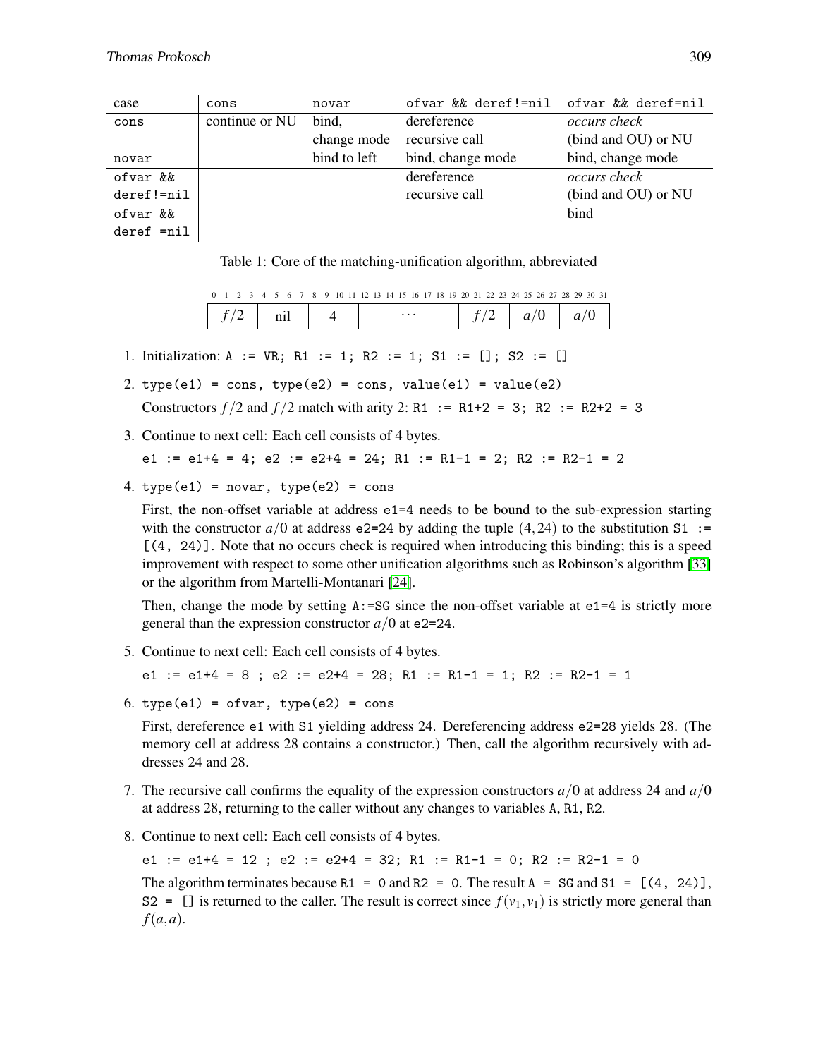| case | cons | novar | ofvar && deref!=nil | ofvar && deref=nil |
|---|---|---|---|---|
| cons | continue or NU | bind, change mode | dereference recursive call | *occurs check* (bind and OU) or NU |
| novar | | bind to left | bind, change mode | bind, change mode |
| ofvar && deref!=nil | | | dereference recursive call | *occurs check* (bind and OU) or NU |
| ofvar && deref =nil | | | | bind |

Table 1: Core of the matching-unification algorithm, abbreviated

| 0–3 | 4–7 | 8–11 | 12–19 | 20–23 | 24–27 | 28–31 |
|---|---|---|---|---|---|---|
| $f/2$ | nil | 4 | ... | $f/2$ | $a/0$ | $a/0$ |

1. Initialization: `A := VR; R1 := 1; R2 := 1; S1 := []; S2 := []`

2. `type(e1) = cons, type(e2) = cons, value(e1) = value(e2)`

   Constructors $f/2$ and $f/2$ match with arity 2: `R1 := R1+2 = 3; R2 := R2+2 = 3`

3. Continue to next cell: Each cell consists of 4 bytes.

   `e1 := e1+4 = 4; e2 := e2+4 = 24; R1 := R1-1 = 2; R2 := R2-1 = 2`

4. `type(e1) = novar, type(e2) = cons`

   First, the non-offset variable at address `e1=4` needs to be bound to the sub-expression starting with the constructor $a/0$ at address `e2=24` by adding the tuple $(4,24)$ to the substitution `S1 := [(4, 24)]`. Note that no occurs check is required when introducing this binding; this is a speed improvement with respect to some other unification algorithms such as Robinson's algorithm [33] or the algorithm from Martelli-Montanari [24].

   Then, change the mode by setting `A:=SG` since the non-offset variable at `e1=4` is strictly more general than the expression constructor $a/0$ at `e2=24`.

5. Continue to next cell: Each cell consists of 4 bytes.

   `e1 := e1+4 = 8 ; e2 := e2+4 = 28; R1 := R1-1 = 1; R2 := R2-1 = 1`

6. `type(e1) = ofvar, type(e2) = cons`

   First, dereference `e1` with `S1` yielding address 24. Dereferencing address `e2=28` yields 28. (The memory cell at address 28 contains a constructor.) Then, call the algorithm recursively with addresses 24 and 28.

7. The recursive call confirms the equality of the expression constructors $a/0$ at address 24 and $a/0$ at address 28, returning to the caller without any changes to variables `A`, `R1`, `R2`.

8. Continue to next cell: Each cell consists of 4 bytes.

   `e1 := e1+4 = 12 ; e2 := e2+4 = 32; R1 := R1-1 = 0; R2 := R2-1 = 0`

   The algorithm terminates because `R1 = 0` and `R2 = 0`. The result `A = SG` and `S1 = [(4, 24)]`, `S2 = []` is returned to the caller. The result is correct since $f(v_1,v_1)$ is strictly more general than $f(a,a)$.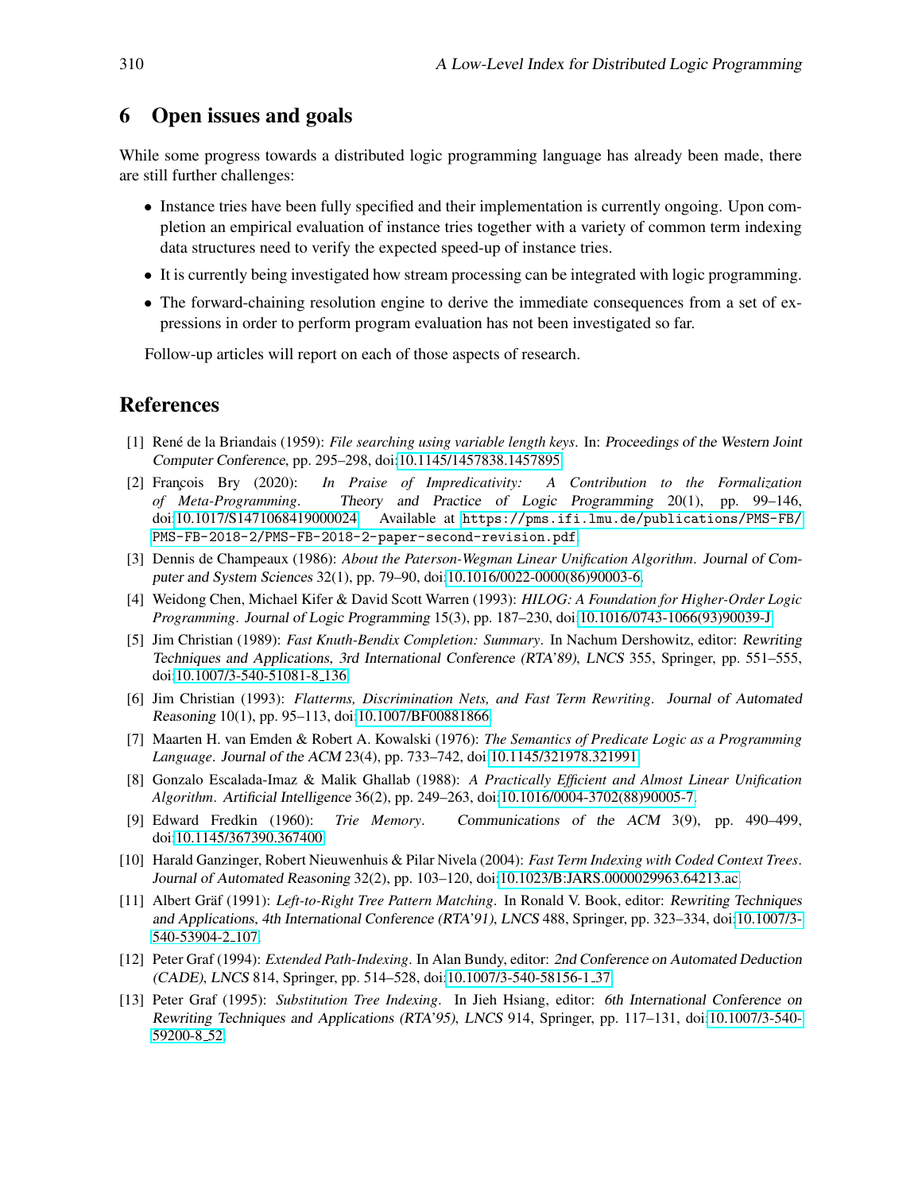## 6 Open issues and goals

While some progress towards a distributed logic programming language has already been made, there are still further challenges:

- Instance tries have been fully specified and their implementation is currently ongoing. Upon completion an empirical evaluation of instance tries together with a variety of common term indexing data structures need to verify the expected speed-up of instance tries.
- It is currently being investigated how stream processing can be integrated with logic programming.
- The forward-chaining resolution engine to derive the immediate consequences from a set of expressions in order to perform program evaluation has not been investigated so far.

Follow-up articles will report on each of those aspects of research.

## References

[1] René de la Briandais (1959): *File searching using variable length keys*. In: Proceedings of the Western Joint Computer Conference, pp. 295–298, doi:10.1145/1457838.1457895.

[2] François Bry (2020): *In Praise of Impredicativity: A Contribution to the Formalization of Meta-Programming*. Theory and Practice of Logic Programming 20(1), pp. 99–146, doi:10.1017/S1471068419000024. Available at https://pms.ifi.lmu.de/publications/PMS-FB/PMS-FB-2018-2/PMS-FB-2018-2-paper-second-revision.pdf.

[3] Dennis de Champeaux (1986): *About the Paterson-Wegman Linear Unification Algorithm*. Journal of Computer and System Sciences 32(1), pp. 79–90, doi:10.1016/0022-0000(86)90003-6.

[4] Weidong Chen, Michael Kifer & David Scott Warren (1993): *HILOG: A Foundation for Higher-Order Logic Programming*. Journal of Logic Programming 15(3), pp. 187–230, doi:10.1016/0743-1066(93)90039-J.

[5] Jim Christian (1989): *Fast Knuth-Bendix Completion: Summary*. In Nachum Dershowitz, editor: Rewriting Techniques and Applications, 3rd International Conference (RTA'89), LNCS 355, Springer, pp. 551–555, doi:10.1007/3-540-51081-8_136.

[6] Jim Christian (1993): *Flatterms, Discrimination Nets, and Fast Term Rewriting*. Journal of Automated Reasoning 10(1), pp. 95–113, doi:10.1007/BF00881866.

[7] Maarten H. van Emden & Robert A. Kowalski (1976): *The Semantics of Predicate Logic as a Programming Language*. Journal of the ACM 23(4), pp. 733–742, doi:10.1145/321978.321991.

[8] Gonzalo Escalada-Imaz & Malik Ghallab (1988): *A Practically Efficient and Almost Linear Unification Algorithm*. Artificial Intelligence 36(2), pp. 249–263, doi:10.1016/0004-3702(88)90005-7.

[9] Edward Fredkin (1960): *Trie Memory*. Communications of the ACM 3(9), pp. 490–499, doi:10.1145/367390.367400.

[10] Harald Ganzinger, Robert Nieuwenhuis & Pilar Nivela (2004): *Fast Term Indexing with Coded Context Trees*. Journal of Automated Reasoning 32(2), pp. 103–120, doi:10.1023/B:JARS.0000029963.64213.ac.

[11] Albert Gräf (1991): *Left-to-Right Tree Pattern Matching*. In Ronald V. Book, editor: Rewriting Techniques and Applications, 4th International Conference (RTA'91), LNCS 488, Springer, pp. 323–334, doi:10.1007/3-540-53904-2_107.

[12] Peter Graf (1994): *Extended Path-Indexing*. In Alan Bundy, editor: 2nd Conference on Automated Deduction (CADE), LNCS 814, Springer, pp. 514–528, doi:10.1007/3-540-58156-1_37.

[13] Peter Graf (1995): *Substitution Tree Indexing*. In Jieh Hsiang, editor: 6th International Conference on Rewriting Techniques and Applications (RTA'95), LNCS 914, Springer, pp. 117–131, doi:10.1007/3-540-59200-8_52.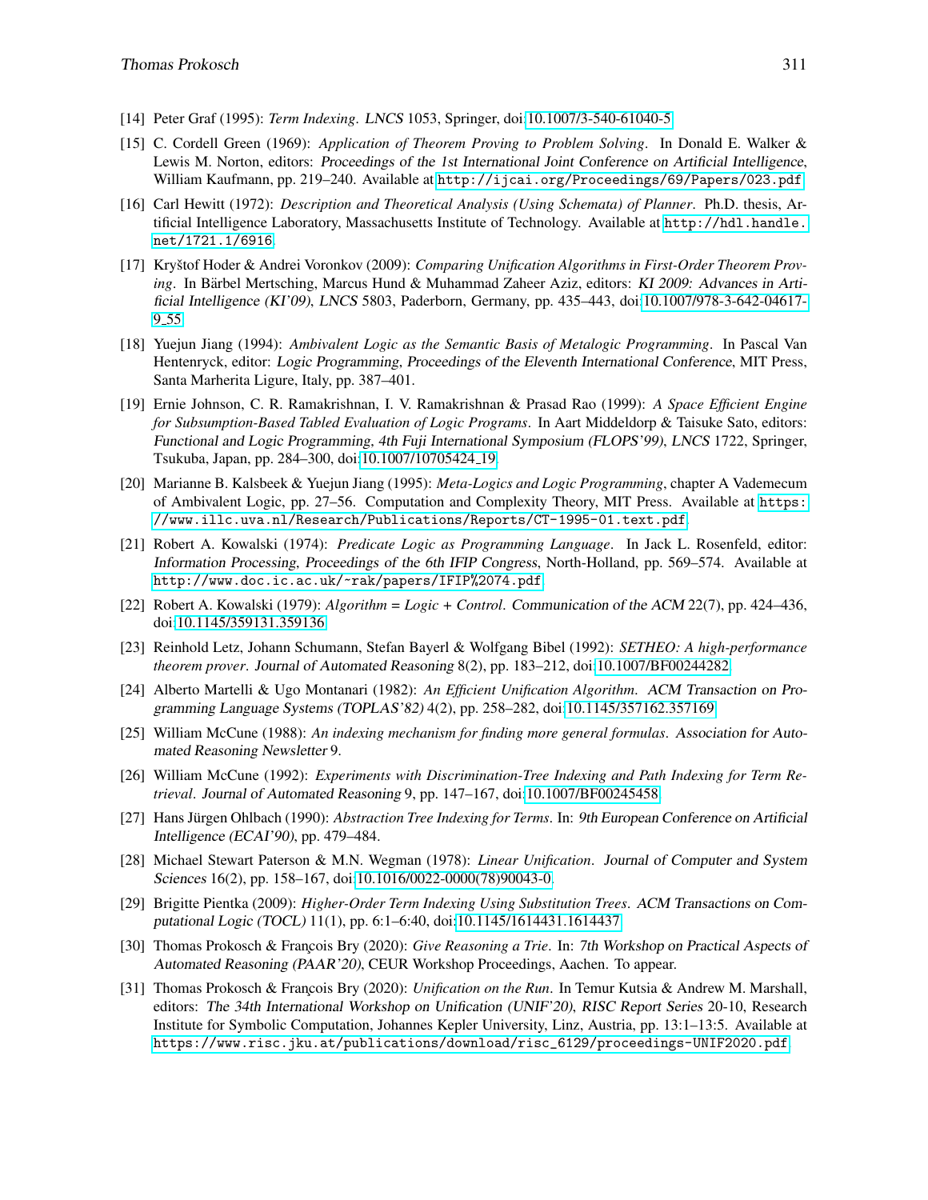[14] Peter Graf (1995): *Term Indexing*. *LNCS* 1053, Springer, doi:10.1007/3-540-61040-5.

[15] C. Cordell Green (1969): *Application of Theorem Proving to Problem Solving*. In Donald E. Walker & Lewis M. Norton, editors: *Proceedings of the 1st International Joint Conference on Artificial Intelligence*, William Kaufmann, pp. 219–240. Available at `http://ijcai.org/Proceedings/69/Papers/023.pdf`.

[16] Carl Hewitt (1972): *Description and Theoretical Analysis (Using Schemata) of Planner*. Ph.D. thesis, Artificial Intelligence Laboratory, Massachusetts Institute of Technology. Available at `http://hdl.handle.net/1721.1/6916`.

[17] Kryštof Hoder & Andrei Voronkov (2009): *Comparing Unification Algorithms in First-Order Theorem Proving*. In Bärbel Mertsching, Marcus Hund & Muhammad Zaheer Aziz, editors: *KI 2009: Advances in Artificial Intelligence (KI'09)*, *LNCS* 5803, Paderborn, Germany, pp. 435–443, doi:10.1007/978-3-642-04617-9_55.

[18] Yuejun Jiang (1994): *Ambivalent Logic as the Semantic Basis of Metalogic Programming*. In Pascal Van Hentenryck, editor: *Logic Programming, Proceedings of the Eleventh International Conference*, MIT Press, Santa Marherita Ligure, Italy, pp. 387–401.

[19] Ernie Johnson, C. R. Ramakrishnan, I. V. Ramakrishnan & Prasad Rao (1999): *A Space Efficient Engine for Subsumption-Based Tabled Evaluation of Logic Programs*. In Aart Middeldorp & Taisuke Sato, editors: *Functional and Logic Programming, 4th Fuji International Symposium (FLOPS'99)*, *LNCS* 1722, Springer, Tsukuba, Japan, pp. 284–300, doi:10.1007/10705424_19.

[20] Marianne B. Kalsbeek & Yuejun Jiang (1995): *Meta-Logics and Logic Programming*, chapter A Vademecum of Ambivalent Logic, pp. 27–56. Computation and Complexity Theory, MIT Press. Available at `https://www.illc.uva.nl/Research/Publications/Reports/CT-1995-01.text.pdf`.

[21] Robert A. Kowalski (1974): *Predicate Logic as Programming Language*. In Jack L. Rosenfeld, editor: *Information Processing, Proceedings of the 6th IFIP Congress*, North-Holland, pp. 569–574. Available at `http://www.doc.ic.ac.uk/~rak/papers/IFIP%2074.pdf`.

[22] Robert A. Kowalski (1979): *Algorithm = Logic + Control*. *Communication of the ACM* 22(7), pp. 424–436, doi:10.1145/359131.359136.

[23] Reinhold Letz, Johann Schumann, Stefan Bayerl & Wolfgang Bibel (1992): *SETHEO: A high-performance theorem prover*. *Journal of Automated Reasoning* 8(2), pp. 183–212, doi:10.1007/BF00244282.

[24] Alberto Martelli & Ugo Montanari (1982): *An Efficient Unification Algorithm*. *ACM Transaction on Programming Language Systems (TOPLAS'82)* 4(2), pp. 258–282, doi:10.1145/357162.357169.

[25] William McCune (1988): *An indexing mechanism for finding more general formulas*. *Association for Automated Reasoning Newsletter* 9.

[26] William McCune (1992): *Experiments with Discrimination-Tree Indexing and Path Indexing for Term Retrieval*. *Journal of Automated Reasoning* 9, pp. 147–167, doi:10.1007/BF00245458.

[27] Hans Jürgen Ohlbach (1990): *Abstraction Tree Indexing for Terms*. In: *9th European Conference on Artificial Intelligence (ECAI'90)*, pp. 479–484.

[28] Michael Stewart Paterson & M.N. Wegman (1978): *Linear Unification*. *Journal of Computer and System Sciences* 16(2), pp. 158–167, doi:10.1016/0022-0000(78)90043-0.

[29] Brigitte Pientka (2009): *Higher-Order Term Indexing Using Substitution Trees*. *ACM Transactions on Computational Logic (TOCL)* 11(1), pp. 6:1–6:40, doi:10.1145/1614431.1614437.

[30] Thomas Prokosch & François Bry (2020): *Give Reasoning a Trie*. In: *7th Workshop on Practical Aspects of Automated Reasoning (PAAR'20)*, CEUR Workshop Proceedings, Aachen. To appear.

[31] Thomas Prokosch & François Bry (2020): *Unification on the Run*. In Temur Kutsia & Andrew M. Marshall, editors: *The 34th International Workshop on Unification (UNIF'20)*, *RISC Report Series* 20-10, Research Institute for Symbolic Computation, Johannes Kepler University, Linz, Austria, pp. 13:1–13:5. Available at `https://www.risc.jku.at/publications/download/risc_6129/proceedings-UNIF2020.pdf`.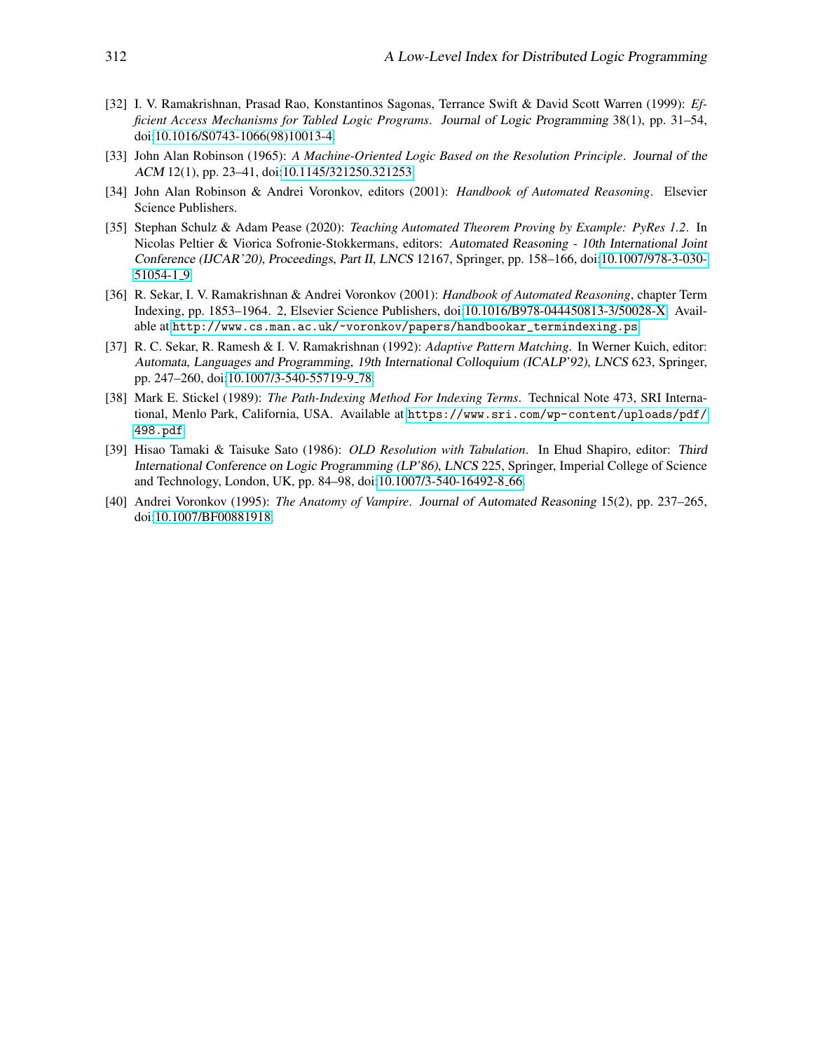[32] I. V. Ramakrishnan, Prasad Rao, Konstantinos Sagonas, Terrance Swift & David Scott Warren (1999): *Efficient Access Mechanisms for Tabled Logic Programs*. Journal of Logic Programming 38(1), pp. 31–54, doi:10.1016/S0743-1066(98)10013-4.

[33] John Alan Robinson (1965): *A Machine-Oriented Logic Based on the Resolution Principle*. Journal of the ACM 12(1), pp. 23–41, doi:10.1145/321250.321253.

[34] John Alan Robinson & Andrei Voronkov, editors (2001): *Handbook of Automated Reasoning*. Elsevier Science Publishers.

[35] Stephan Schulz & Adam Pease (2020): *Teaching Automated Theorem Proving by Example: PyRes 1.2*. In Nicolas Peltier & Viorica Sofronie-Stokkermans, editors: Automated Reasoning - 10th International Joint Conference (IJCAR'20), Proceedings, Part II, LNCS 12167, Springer, pp. 158–166, doi:10.1007/978-3-030-51054-1_9.

[36] R. Sekar, I. V. Ramakrishnan & Andrei Voronkov (2001): *Handbook of Automated Reasoning*, chapter Term Indexing, pp. 1853–1964. 2, Elsevier Science Publishers, doi:10.1016/B978-044450813-3/50028-X. Available at `http://www.cs.man.ac.uk/~voronkov/papers/handbookar_termindexing.ps`.

[37] R. C. Sekar, R. Ramesh & I. V. Ramakrishnan (1992): *Adaptive Pattern Matching*. In Werner Kuich, editor: Automata, Languages and Programming, 19th International Colloquium (ICALP'92), LNCS 623, Springer, pp. 247–260, doi:10.1007/3-540-55719-9_78.

[38] Mark E. Stickel (1989): *The Path-Indexing Method For Indexing Terms*. Technical Note 473, SRI International, Menlo Park, California, USA. Available at `https://www.sri.com/wp-content/uploads/pdf/498.pdf`.

[39] Hisao Tamaki & Taisuke Sato (1986): *OLD Resolution with Tabulation*. In Ehud Shapiro, editor: Third International Conference on Logic Programming (LP'86), LNCS 225, Springer, Imperial College of Science and Technology, London, UK, pp. 84–98, doi:10.1007/3-540-16492-8_66.

[40] Andrei Voronkov (1995): *The Anatomy of Vampire*. Journal of Automated Reasoning 15(2), pp. 237–265, doi:10.1007/BF00881918.